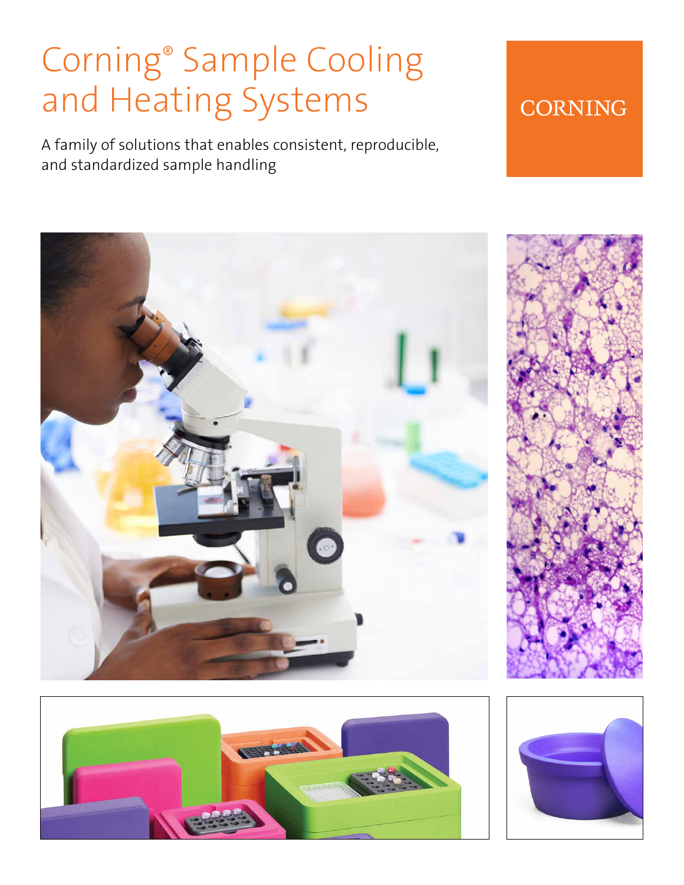# Corning® Sample Cooling and Heating Systems

A family of solutions that enables consistent, reproducible, and standardized sample handling

CORNING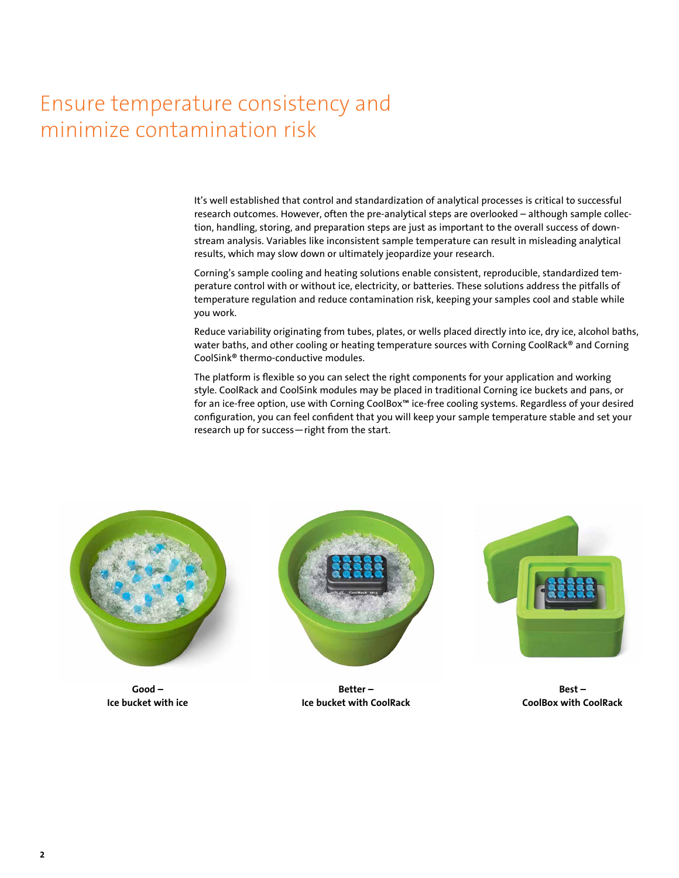# Ensure temperature consistency and minimize contamination risk

It's well established that control and standardization of analytical processes is critical to successful research outcomes. However, often the pre-analytical steps are overlooked – although sample collection, handling, storing, and preparation steps are just as important to the overall success of downstream analysis. Variables like inconsistent sample temperature can result in misleading analytical results, which may slow down or ultimately jeopardize your research.

Corning's sample cooling and heating solutions enable consistent, reproducible, standardized temperature control with or without ice, electricity, or batteries. These solutions address the pitfalls of temperature regulation and reduce contamination risk, keeping your samples cool and stable while you work.

Reduce variability originating from tubes, plates, or wells placed directly into ice, dry ice, alcohol baths, water baths, and other cooling or heating temperature sources with Corning CoolRack® and Corning CoolSink® thermo-conductive modules.

The platform is flexible so you can select the right components for your application and working style. CoolRack and CoolSink modules may be placed in traditional Corning ice buckets and pans, or for an ice-free option, use with Corning CoolBox™ ice-free cooling systems. Regardless of your desired configuration, you can feel confident that you will keep your sample temperature stable and set your research up for success—right from the start.

**Good –**
**Ice bucket with ice**

**Better –**
**Ice bucket with CoolRack**

**Best –**
**CoolBox with CoolRack**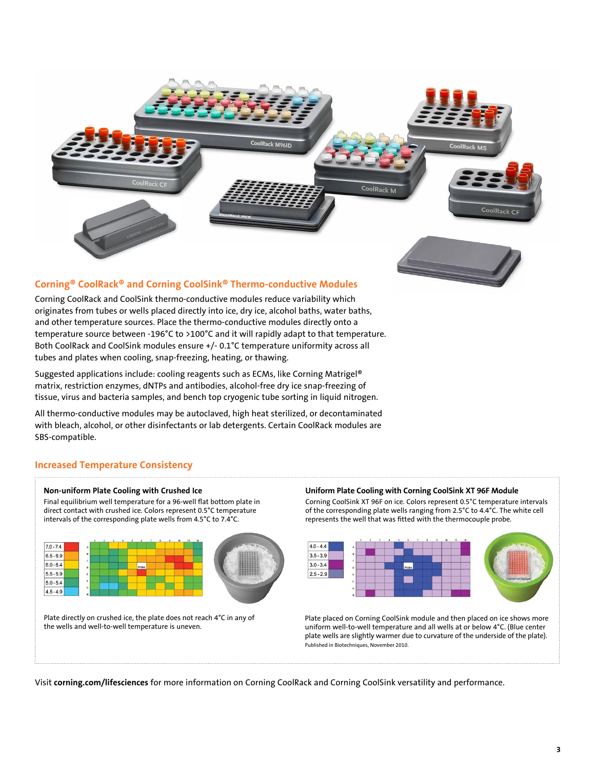## Corning® CoolRack® and Corning CoolSink® Thermo-conductive Modules

Corning CoolRack and CoolSink thermo-conductive modules reduce variability which originates from tubes or wells placed directly into ice, dry ice, alcohol baths, water baths, and other temperature sources. Place the thermo-conductive modules directly onto a temperature source between -196°C to >100°C and it will rapidly adapt to that temperature. Both CoolRack and CoolSink modules ensure +/- 0.1°C temperature uniformity across all tubes and plates when cooling, snap-freezing, heating, or thawing.

Suggested applications include: cooling reagents such as ECMs, like Corning Matrigel® matrix, restriction enzymes, dNTPs and antibodies, alcohol-free dry ice snap-freezing of tissue, virus and bacteria samples, and bench top cryogenic tube sorting in liquid nitrogen.

All thermo-conductive modules may be autoclaved, high heat sterilized, or decontaminated with bleach, alcohol, or other disinfectants or lab detergents. Certain CoolRack modules are SBS-compatible.

## Increased Temperature Consistency

### Non-uniform Plate Cooling with Crushed Ice

Final equilibrium well temperature for a 96-well flat bottom plate in direct contact with crushed ice. Colors represent 0.5°C temperature intervals of the corresponding plate wells from 4.5°C to 7.4°C.

Plate directly on crushed ice, the plate does not reach 4°C in any of the wells and well-to-well temperature is uneven.

### Uniform Plate Cooling with Corning CoolSink XT 96F Module

Corning CoolSink XT 96F on ice. Colors represent 0.5°C temperature intervals of the corresponding plate wells ranging from 2.5°C to 4.4°C. The white cell represents the well that was fitted with the thermocouple probe.

Plate placed on Corning CoolSink module and then placed on ice shows more uniform well-to-well temperature and all wells at or below 4°C. (Blue center plate wells are slightly warmer due to curvature of the underside of the plate).
Published in Biotechniques, November 2010.

Visit **corning.com/lifesciences** for more information on Corning CoolRack and Corning CoolSink versatility and performance.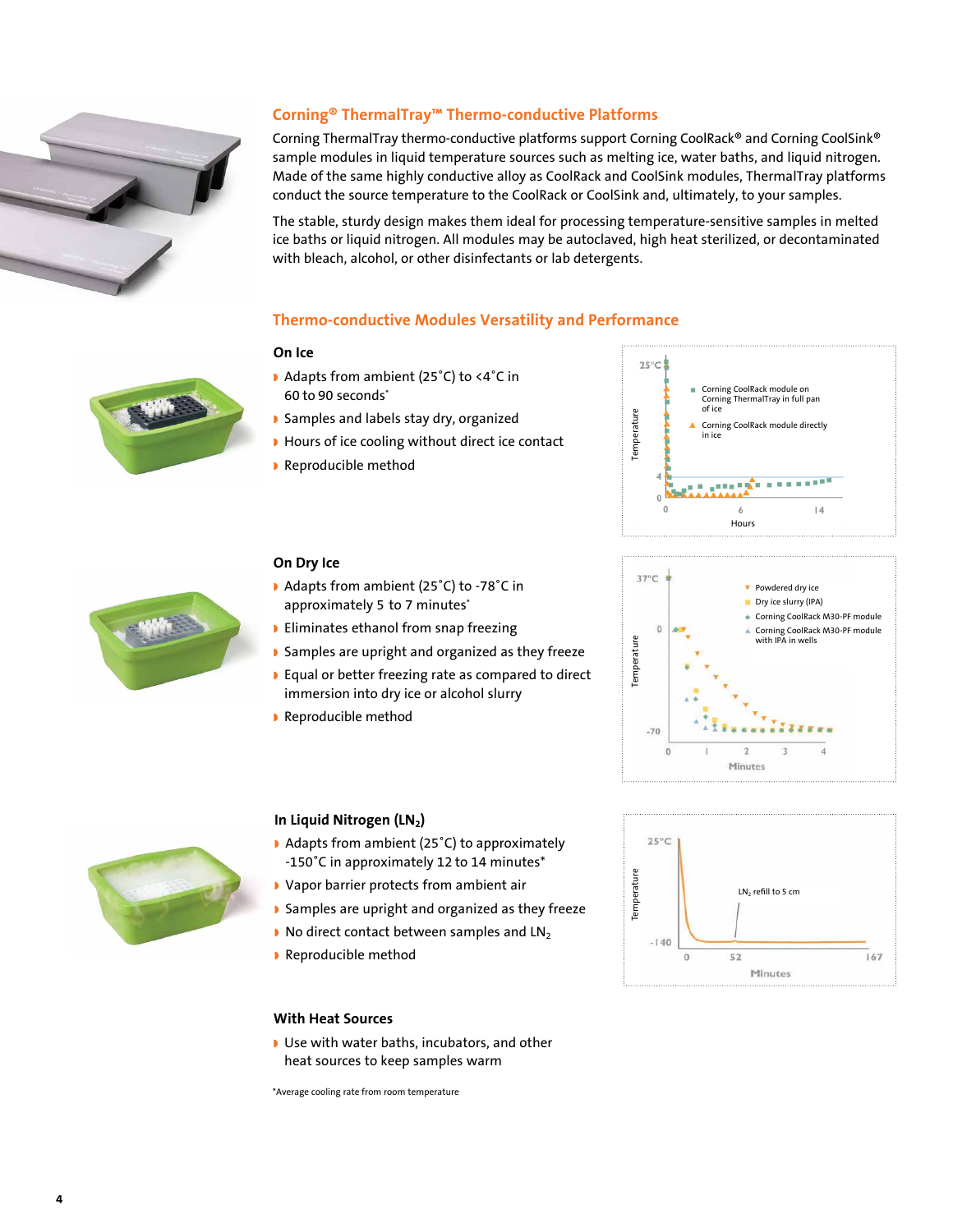## Corning® ThermalTray™ Thermo-conductive Platforms

Corning ThermalTray thermo-conductive platforms support Corning CoolRack® and Corning CoolSink® sample modules in liquid temperature sources such as melting ice, water baths, and liquid nitrogen. Made of the same highly conductive alloy as CoolRack and CoolSink modules, ThermalTray platforms conduct the source temperature to the CoolRack or CoolSink and, ultimately, to your samples.

The stable, sturdy design makes them ideal for processing temperature-sensitive samples in melted ice baths or liquid nitrogen. All modules may be autoclaved, high heat sterilized, or decontaminated with bleach, alcohol, or other disinfectants or lab detergents.

## Thermo-conductive Modules Versatility and Performance

### On Ice

- Adapts from ambient (25˚C) to <4˚C in 60 to 90 seconds*
- Samples and labels stay dry, organized
- Hours of ice cooling without direct ice contact
- Reproducible method

### On Dry Ice

- Adapts from ambient (25˚C) to -78˚C in approximately 5 to 7 minutes*
- Eliminates ethanol from snap freezing
- Samples are upright and organized as they freeze
- Equal or better freezing rate as compared to direct immersion into dry ice or alcohol slurry
- Reproducible method

### In Liquid Nitrogen ($LN_2$)

- Adapts from ambient (25˚C) to approximately -150˚C in approximately 12 to 14 minutes*
- Vapor barrier protects from ambient air
- Samples are upright and organized as they freeze
- No direct contact between samples and $LN_2$
- Reproducible method

### With Heat Sources

- Use with water baths, incubators, and other heat sources to keep samples warm

*Average cooling rate from room temperature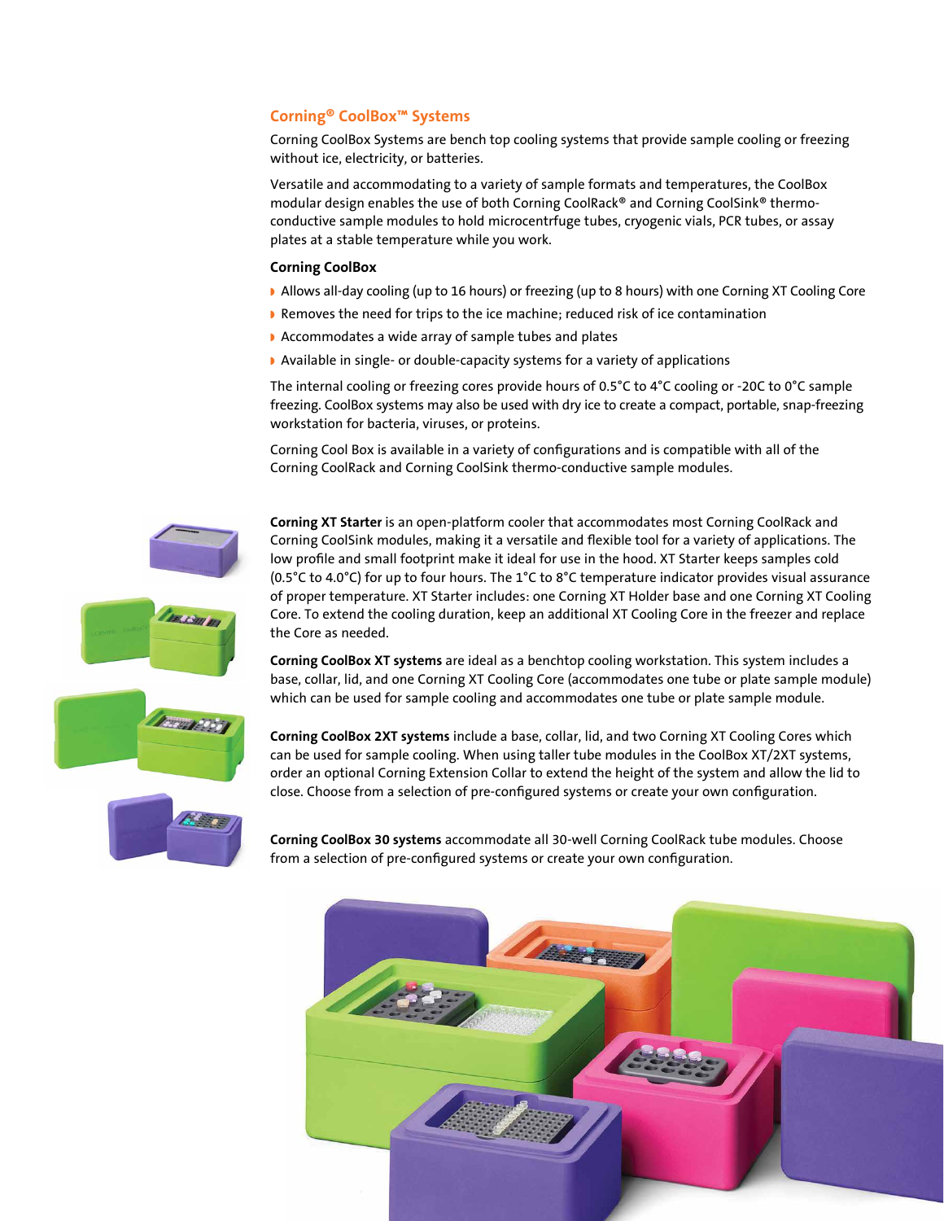## Corning® CoolBox™ Systems

Corning CoolBox Systems are bench top cooling systems that provide sample cooling or freezing without ice, electricity, or batteries.

Versatile and accommodating to a variety of sample formats and temperatures, the CoolBox modular design enables the use of both Corning CoolRack® and Corning CoolSink® thermo-conductive sample modules to hold microcentrfuge tubes, cryogenic vials, PCR tubes, or assay plates at a stable temperature while you work.

### Corning CoolBox

- Allows all-day cooling (up to 16 hours) or freezing (up to 8 hours) with one Corning XT Cooling Core
- Removes the need for trips to the ice machine; reduced risk of ice contamination
- Accommodates a wide array of sample tubes and plates
- Available in single- or double-capacity systems for a variety of applications

The internal cooling or freezing cores provide hours of 0.5°C to 4°C cooling or -20C to 0°C sample freezing. CoolBox systems may also be used with dry ice to create a compact, portable, snap-freezing workstation for bacteria, viruses, or proteins.

Corning Cool Box is available in a variety of configurations and is compatible with all of the Corning CoolRack and Corning CoolSink thermo-conductive sample modules.

**Corning XT Starter** is an open-platform cooler that accommodates most Corning CoolRack and Corning CoolSink modules, making it a versatile and flexible tool for a variety of applications. The low profile and small footprint make it ideal for use in the hood. XT Starter keeps samples cold (0.5°C to 4.0°C) for up to four hours. The 1°C to 8°C temperature indicator provides visual assurance of proper temperature. XT Starter includes: one Corning XT Holder base and one Corning XT Cooling Core. To extend the cooling duration, keep an additional XT Cooling Core in the freezer and replace the Core as needed.

**Corning CoolBox XT systems** are ideal as a benchtop cooling workstation. This system includes a base, collar, lid, and one Corning XT Cooling Core (accommodates one tube or plate sample module) which can be used for sample cooling and accommodates one tube or plate sample module.

**Corning CoolBox 2XT systems** include a base, collar, lid, and two Corning XT Cooling Cores which can be used for sample cooling. When using taller tube modules in the CoolBox XT/2XT systems, order an optional Corning Extension Collar to extend the height of the system and allow the lid to close. Choose from a selection of pre-configured systems or create your own configuration.

**Corning CoolBox 30 systems** accommodate all 30-well Corning CoolRack tube modules. Choose from a selection of pre-configured systems or create your own configuration.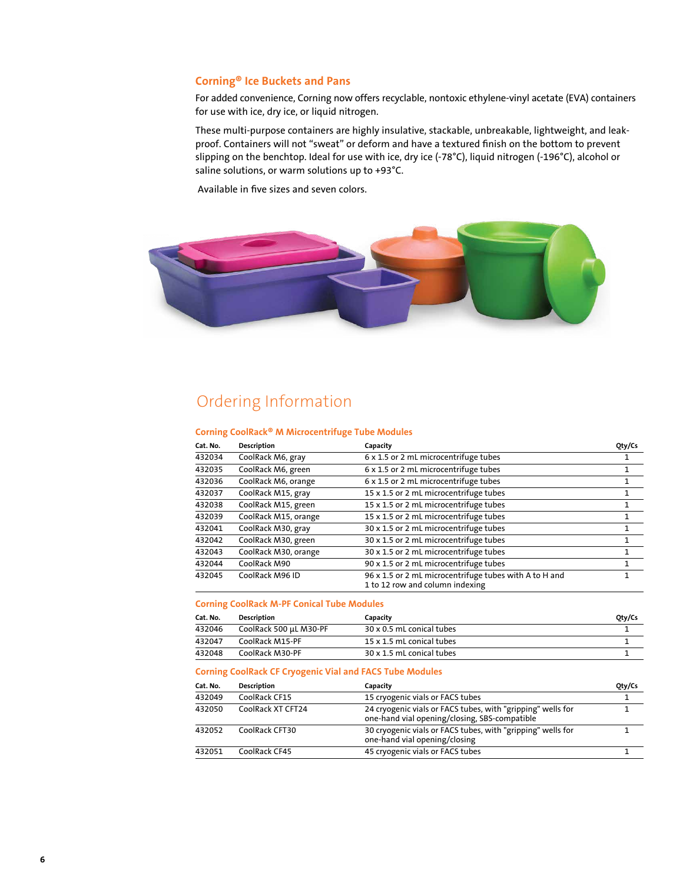## Corning® Ice Buckets and Pans

For added convenience, Corning now offers recyclable, nontoxic ethylene-vinyl acetate (EVA) containers for use with ice, dry ice, or liquid nitrogen.

These multi-purpose containers are highly insulative, stackable, unbreakable, lightweight, and leak-proof. Containers will not "sweat" or deform and have a textured finish on the bottom to prevent slipping on the benchtop. Ideal for use with ice, dry ice (-78°C), liquid nitrogen (-196°C), alcohol or saline solutions, or warm solutions up to +93°C.

Available in five sizes and seven colors.

# Ordering Information

### Corning CoolRack® M Microcentrifuge Tube Modules

| Cat. No. | Description | Capacity | Qty/Cs |
|---|---|---|---|
| 432034 | CoolRack M6, gray | 6 x 1.5 or 2 mL microcentrifuge tubes | 1 |
| 432035 | CoolRack M6, green | 6 x 1.5 or 2 mL microcentrifuge tubes | 1 |
| 432036 | CoolRack M6, orange | 6 x 1.5 or 2 mL microcentrifuge tubes | 1 |
| 432037 | CoolRack M15, gray | 15 x 1.5 or 2 mL microcentrifuge tubes | 1 |
| 432038 | CoolRack M15, green | 15 x 1.5 or 2 mL microcentrifuge tubes | 1 |
| 432039 | CoolRack M15, orange | 15 x 1.5 or 2 mL microcentrifuge tubes | 1 |
| 432041 | CoolRack M30, gray | 30 x 1.5 or 2 mL microcentrifuge tubes | 1 |
| 432042 | CoolRack M30, green | 30 x 1.5 or 2 mL microcentrifuge tubes | 1 |
| 432043 | CoolRack M30, orange | 30 x 1.5 or 2 mL microcentrifuge tubes | 1 |
| 432044 | CoolRack M90 | 90 x 1.5 or 2 mL microcentrifuge tubes | 1 |
| 432045 | CoolRack M96 ID | 96 x 1.5 or 2 mL microcentrifuge tubes with A to H and 1 to 12 row and column indexing | 1 |

### Corning CoolRack M-PF Conical Tube Modules

| Cat. No. | Description | Capacity | Qty/Cs |
|---|---|---|---|
| 432046 | CoolRack 500 µL M30-PF | 30 x 0.5 mL conical tubes | 1 |
| 432047 | CoolRack M15-PF | 15 x 1.5 mL conical tubes | 1 |
| 432048 | CoolRack M30-PF | 30 x 1.5 mL conical tubes | 1 |

### Corning CoolRack CF Cryogenic Vial and FACS Tube Modules

| Cat. No. | Description | Capacity | Qty/Cs |
|---|---|---|---|
| 432049 | CoolRack CF15 | 15 cryogenic vials or FACS tubes | 1 |
| 432050 | CoolRack XT CFT24 | 24 cryogenic vials or FACS tubes, with "gripping" wells for one-hand vial opening/closing, SBS-compatible | 1 |
| 432052 | CoolRack CFT30 | 30 cryogenic vials or FACS tubes, with "gripping" wells for one-hand vial opening/closing | 1 |
| 432051 | CoolRack CF45 | 45 cryogenic vials or FACS tubes | 1 |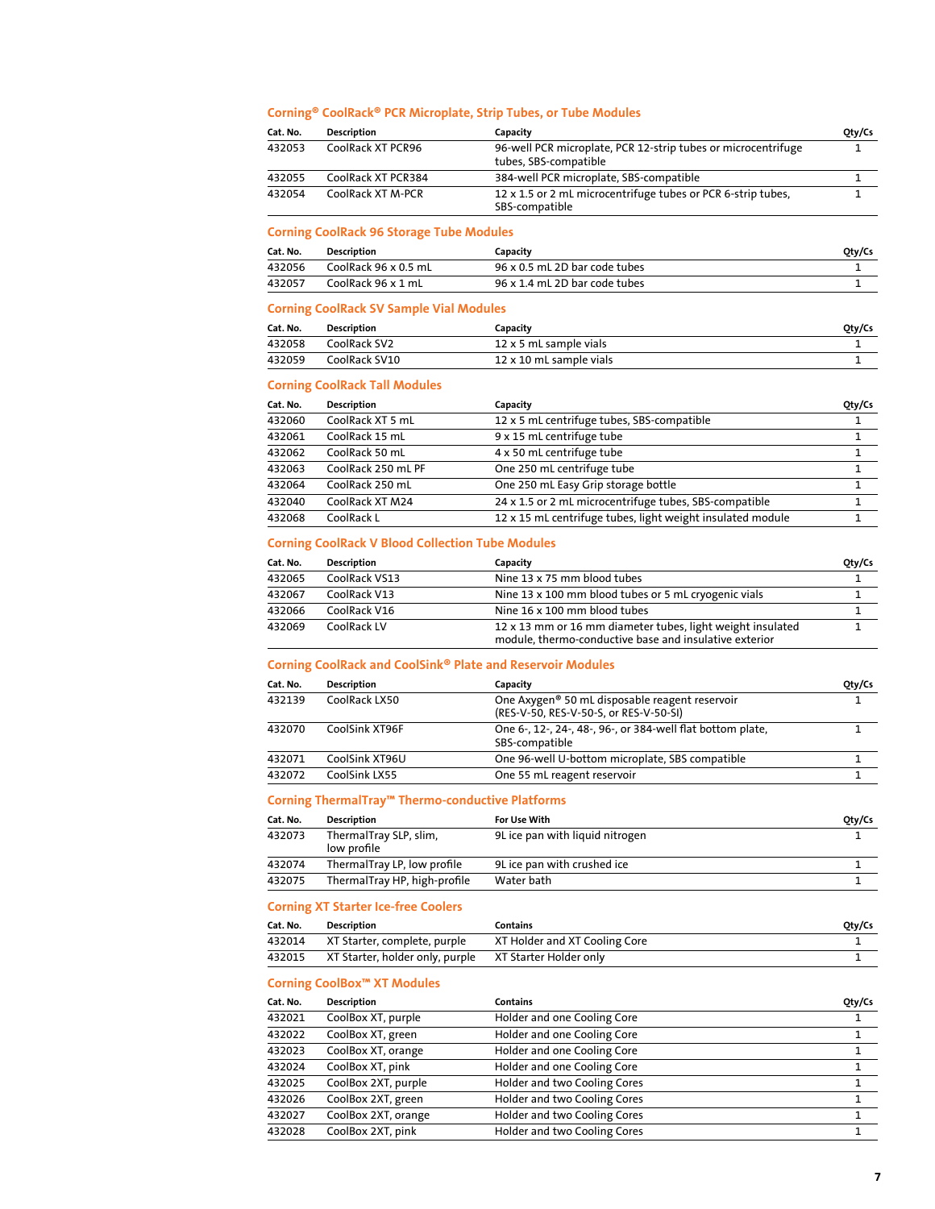### Corning® CoolRack® PCR Microplate, Strip Tubes, or Tube Modules

| Cat. No. | Description | Capacity | Qty/Cs |
|---|---|---|---|
| 432053 | CoolRack XT PCR96 | 96-well PCR microplate, PCR 12-strip tubes or microcentrifuge tubes, SBS-compatible | 1 |
| 432055 | CoolRack XT PCR384 | 384-well PCR microplate, SBS-compatible | 1 |
| 432054 | CoolRack XT M-PCR | 12 x 1.5 or 2 mL microcentrifuge tubes or PCR 6-strip tubes, SBS-compatible | 1 |

### Corning CoolRack 96 Storage Tube Modules

| Cat. No. | Description | Capacity | Qty/Cs |
|---|---|---|---|
| 432056 | CoolRack 96 x 0.5 mL | 96 x 0.5 mL 2D bar code tubes | 1 |
| 432057 | CoolRack 96 x 1 mL | 96 x 1.4 mL 2D bar code tubes | 1 |

### Corning CoolRack SV Sample Vial Modules

| Cat. No. | Description | Capacity | Qty/Cs |
|---|---|---|---|
| 432058 | CoolRack SV2 | 12 x 5 mL sample vials | 1 |
| 432059 | CoolRack SV10 | 12 x 10 mL sample vials | 1 |

### Corning CoolRack Tall Modules

| Cat. No. | Description | Capacity | Qty/Cs |
|---|---|---|---|
| 432060 | CoolRack XT 5 mL | 12 x 5 mL centrifuge tubes, SBS-compatible | 1 |
| 432061 | CoolRack 15 mL | 9 x 15 mL centrifuge tube | 1 |
| 432062 | CoolRack 50 mL | 4 x 50 mL centrifuge tube | 1 |
| 432063 | CoolRack 250 mL PF | One 250 mL centrifuge tube | 1 |
| 432064 | CoolRack 250 mL | One 250 mL Easy Grip storage bottle | 1 |
| 432040 | CoolRack XT M24 | 24 x 1.5 or 2 mL microcentrifuge tubes, SBS-compatible | 1 |
| 432068 | CoolRack L | 12 x 15 mL centrifuge tubes, light weight insulated module | 1 |

### Corning CoolRack V Blood Collection Tube Modules

| Cat. No. | Description | Capacity | Qty/Cs |
|---|---|---|---|
| 432065 | CoolRack VS13 | Nine 13 x 75 mm blood tubes | 1 |
| 432067 | CoolRack V13 | Nine 13 x 100 mm blood tubes or 5 mL cryogenic vials | 1 |
| 432066 | CoolRack V16 | Nine 16 x 100 mm blood tubes | 1 |
| 432069 | CoolRack LV | 12 x 13 mm or 16 mm diameter tubes, light weight insulated module, thermo-conductive base and insulative exterior | 1 |

### Corning CoolRack and CoolSink® Plate and Reservoir Modules

| Cat. No. | Description | Capacity | Qty/Cs |
|---|---|---|---|
| 432139 | CoolRack LX50 | One Axygen® 50 mL disposable reagent reservoir (RES-V-50, RES-V-50-S, or RES-V-50-SI) | 1 |
| 432070 | CoolSink XT96F | One 6-, 12-, 24-, 48-, 96-, or 384-well flat bottom plate, SBS-compatible | 1 |
| 432071 | CoolSink XT96U | One 96-well U-bottom microplate, SBS compatible | 1 |
| 432072 | CoolSink LX55 | One 55 mL reagent reservoir | 1 |

### Corning ThermalTray™ Thermo-conductive Platforms

| Cat. No. | Description | For Use With | Qty/Cs |
|---|---|---|---|
| 432073 | ThermalTray SLP, slim, low profile | 9L ice pan with liquid nitrogen | 1 |
| 432074 | ThermalTray LP, low profile | 9L ice pan with crushed ice | 1 |
| 432075 | ThermalTray HP, high-profile | Water bath | 1 |

### Corning XT Starter Ice-free Coolers

| Cat. No. | Description | Contains | Qty/Cs |
|---|---|---|---|
| 432014 | XT Starter, complete, purple | XT Holder and XT Cooling Core | 1 |
| 432015 | XT Starter, holder only, purple | XT Starter Holder only | 1 |

### Corning CoolBox™ XT Modules

| Cat. No. | Description | Contains | Qty/Cs |
|---|---|---|---|
| 432021 | CoolBox XT, purple | Holder and one Cooling Core | 1 |
| 432022 | CoolBox XT, green | Holder and one Cooling Core | 1 |
| 432023 | CoolBox XT, orange | Holder and one Cooling Core | 1 |
| 432024 | CoolBox XT, pink | Holder and one Cooling Core | 1 |
| 432025 | CoolBox 2XT, purple | Holder and two Cooling Cores | 1 |
| 432026 | CoolBox 2XT, green | Holder and two Cooling Cores | 1 |
| 432027 | CoolBox 2XT, orange | Holder and two Cooling Cores | 1 |
| 432028 | CoolBox 2XT, pink | Holder and two Cooling Cores | 1 |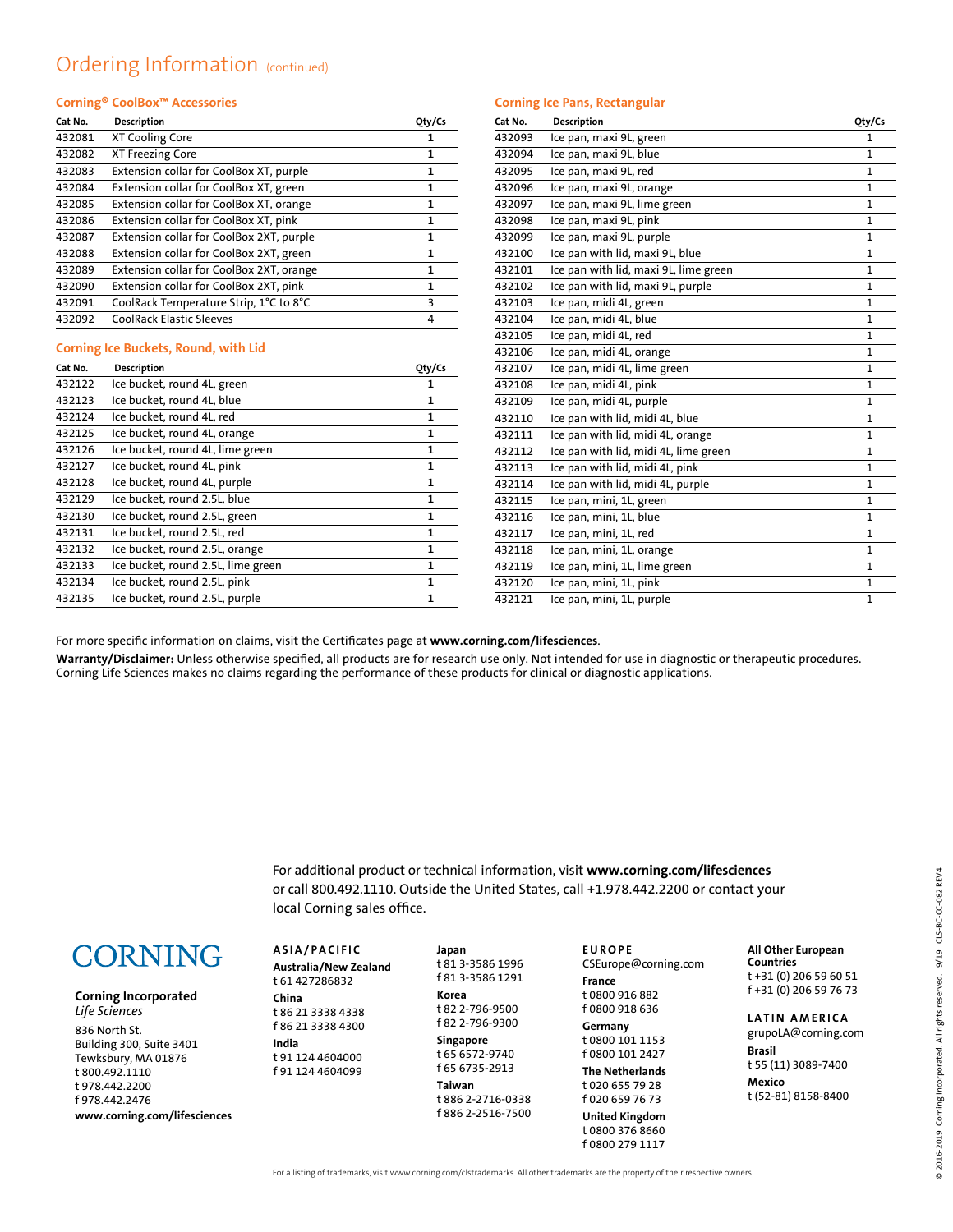## Ordering Information (continued)

### Corning® CoolBox™ Accessories

| Cat No. | Description | Qty/Cs |
|---|---|---|
| 432081 | XT Cooling Core | 1 |
| 432082 | XT Freezing Core | 1 |
| 432083 | Extension collar for CoolBox XT, purple | 1 |
| 432084 | Extension collar for CoolBox XT, green | 1 |
| 432085 | Extension collar for CoolBox XT, orange | 1 |
| 432086 | Extension collar for CoolBox XT, pink | 1 |
| 432087 | Extension collar for CoolBox 2XT, purple | 1 |
| 432088 | Extension collar for CoolBox 2XT, green | 1 |
| 432089 | Extension collar for CoolBox 2XT, orange | 1 |
| 432090 | Extension collar for CoolBox 2XT, pink | 1 |
| 432091 | CoolRack Temperature Strip, 1°C to 8°C | 3 |
| 432092 | CoolRack Elastic Sleeves | 4 |

### Corning Ice Buckets, Round, with Lid

| Cat No. | Description | Qty/Cs |
|---|---|---|
| 432122 | Ice bucket, round 4L, green | 1 |
| 432123 | Ice bucket, round 4L, blue | 1 |
| 432124 | Ice bucket, round 4L, red | 1 |
| 432125 | Ice bucket, round 4L, orange | 1 |
| 432126 | Ice bucket, round 4L, lime green | 1 |
| 432127 | Ice bucket, round 4L, pink | 1 |
| 432128 | Ice bucket, round 4L, purple | 1 |
| 432129 | Ice bucket, round 2.5L, blue | 1 |
| 432130 | Ice bucket, round 2.5L, green | 1 |
| 432131 | Ice bucket, round 2.5L, red | 1 |
| 432132 | Ice bucket, round 2.5L, orange | 1 |
| 432133 | Ice bucket, round 2.5L, lime green | 1 |
| 432134 | Ice bucket, round 2.5L, pink | 1 |
| 432135 | Ice bucket, round 2.5L, purple | 1 |

### Corning Ice Pans, Rectangular

| Cat No. | Description | Qty/Cs |
|---|---|---|
| 432093 | Ice pan, maxi 9L, green | 1 |
| 432094 | Ice pan, maxi 9L, blue | 1 |
| 432095 | Ice pan, maxi 9L, red | 1 |
| 432096 | Ice pan, maxi 9L, orange | 1 |
| 432097 | Ice pan, maxi 9L, lime green | 1 |
| 432098 | Ice pan, maxi 9L, pink | 1 |
| 432099 | Ice pan, maxi 9L, purple | 1 |
| 432100 | Ice pan with lid, maxi 9L, blue | 1 |
| 432101 | Ice pan with lid, maxi 9L, lime green | 1 |
| 432102 | Ice pan with lid, maxi 9L, purple | 1 |
| 432103 | Ice pan, midi 4L, green | 1 |
| 432104 | Ice pan, midi 4L, blue | 1 |
| 432105 | Ice pan, midi 4L, red | 1 |
| 432106 | Ice pan, midi 4L, orange | 1 |
| 432107 | Ice pan, midi 4L, lime green | 1 |
| 432108 | Ice pan, midi 4L, pink | 1 |
| 432109 | Ice pan, midi 4L, purple | 1 |
| 432110 | Ice pan with lid, midi 4L, blue | 1 |
| 432111 | Ice pan with lid, midi 4L, orange | 1 |
| 432112 | Ice pan with lid, midi 4L, lime green | 1 |
| 432113 | Ice pan with lid, midi 4L, pink | 1 |
| 432114 | Ice pan with lid, midi 4L, purple | 1 |
| 432115 | Ice pan, mini, 1L, green | 1 |
| 432116 | Ice pan, mini, 1L, blue | 1 |
| 432117 | Ice pan, mini, 1L, red | 1 |
| 432118 | Ice pan, mini, 1L, orange | 1 |
| 432119 | Ice pan, mini, 1L, lime green | 1 |
| 432120 | Ice pan, mini, 1L, pink | 1 |
| 432121 | Ice pan, mini, 1L, purple | 1 |

For more specific information on claims, visit the Certificates page at **www.corning.com/lifesciences**.

**Warranty/Disclaimer:** Unless otherwise specified, all products are for research use only. Not intended for use in diagnostic or therapeutic procedures. Corning Life Sciences makes no claims regarding the performance of these products for clinical or diagnostic applications.

For additional product or technical information, visit **www.corning.com/lifesciences** or call 800.492.1110. Outside the United States, call +1.978.442.2200 or contact your local Corning sales office.

CORNING

**Corning Incorporated**
*Life Sciences*
836 North St.
Building 300, Suite 3401
Tewksbury, MA 01876
t 800.492.1110
t 978.442.2200
f 978.442.2476
**www.corning.com/lifesciences**

**ASIA/PACIFIC**

**Australia/New Zealand**
t 61 427286832

**China**
t 86 21 3338 4338
f 86 21 3338 4300

**India**
t 91 124 4604000
f 91 124 4604099

**Japan**
t 81 3-3586 1996
f 81 3-3586 1291

**Korea**
t 82 2-796-9500
f 82 2-796-9300

**Singapore**
t 65 6572-9740
f 65 6735-2913

**Taiwan**
t 886 2-2716-0338
f 886 2-2516-7500

**EUROPE**
CSEurope@corning.com

**France**
t 0800 916 882
f 0800 918 636

**Germany**
t 0800 101 1153
f 0800 101 2427

**The Netherlands**
t 020 655 79 28
f 020 659 76 73

**United Kingdom**
t 0800 376 8660
f 0800 279 1117

**All Other European Countries**
t +31 (0) 206 59 60 51
f +31 (0) 206 59 76 73

**LATIN AMERICA**
grupoLA@corning.com

**Brasil**
t 55 (11) 3089-7400

**Mexico**
t (52-81) 8158-8400

For a listing of trademarks, visit www.corning.com/clstrademarks. All other trademarks are the property of their respective owners.

© 2016-2019 Corning Incorporated. All rights reserved. 9/19 CLS-BC-CC-082 REV4